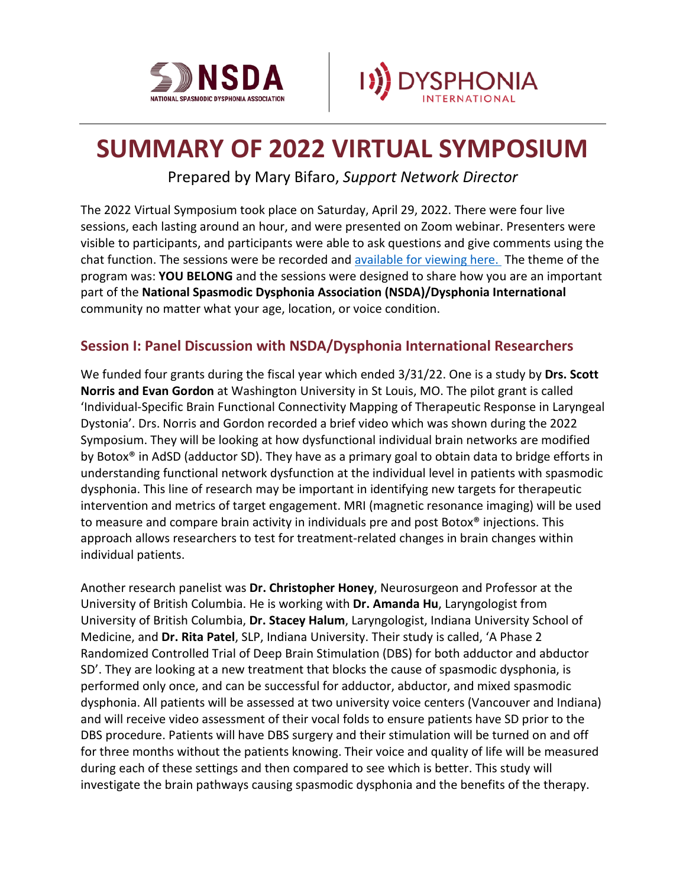NSDA

NATIONAL SPASMODIC DYSPHONIA ASSOCIATION

DYSPHONIA INTERNATIONAL

# SUMMARY OF 2022 VIRTUAL SYMPOSIUM

Prepared by Mary Bifaro, *Support Network Director*

The 2022 Virtual Symposium took place on Saturday, April 29, 2022. There were four live sessions, each lasting around an hour, and were presented on Zoom webinar. Presenters were visible to participants, and participants were able to ask questions and give comments using the chat function. The sessions were be recorded and available for viewing here. The theme of the program was: **YOU BELONG** and the sessions were designed to share how you are an important part of the **National Spasmodic Dysphonia Association (NSDA)/Dysphonia International** community no matter what your age, location, or voice condition.

## Session I: Panel Discussion with NSDA/Dysphonia International Researchers

We funded four grants during the fiscal year which ended 3/31/22. One is a study by **Drs. Scott Norris and Evan Gordon** at Washington University in St Louis, MO. The pilot grant is called 'Individual-Specific Brain Functional Connectivity Mapping of Therapeutic Response in Laryngeal Dystonia'. Drs. Norris and Gordon recorded a brief video which was shown during the 2022 Symposium. They will be looking at how dysfunctional individual brain networks are modified by Botox® in AdSD (adductor SD). They have as a primary goal to obtain data to bridge efforts in understanding functional network dysfunction at the individual level in patients with spasmodic dysphonia. This line of research may be important in identifying new targets for therapeutic intervention and metrics of target engagement. MRI (magnetic resonance imaging) will be used to measure and compare brain activity in individuals pre and post Botox® injections. This approach allows researchers to test for treatment-related changes in brain changes within individual patients.

Another research panelist was **Dr. Christopher Honey**, Neurosurgeon and Professor at the University of British Columbia. He is working with **Dr. Amanda Hu**, Laryngologist from University of British Columbia, **Dr. Stacey Halum**, Laryngologist, Indiana University School of Medicine, and **Dr. Rita Patel**, SLP, Indiana University. Their study is called, 'A Phase 2 Randomized Controlled Trial of Deep Brain Stimulation (DBS) for both adductor and abductor SD'. They are looking at a new treatment that blocks the cause of spasmodic dysphonia, is performed only once, and can be successful for adductor, abductor, and mixed spasmodic dysphonia. All patients will be assessed at two university voice centers (Vancouver and Indiana) and will receive video assessment of their vocal folds to ensure patients have SD prior to the DBS procedure. Patients will have DBS surgery and their stimulation will be turned on and off for three months without the patients knowing. Their voice and quality of life will be measured during each of these settings and then compared to see which is better. This study will investigate the brain pathways causing spasmodic dysphonia and the benefits of the therapy.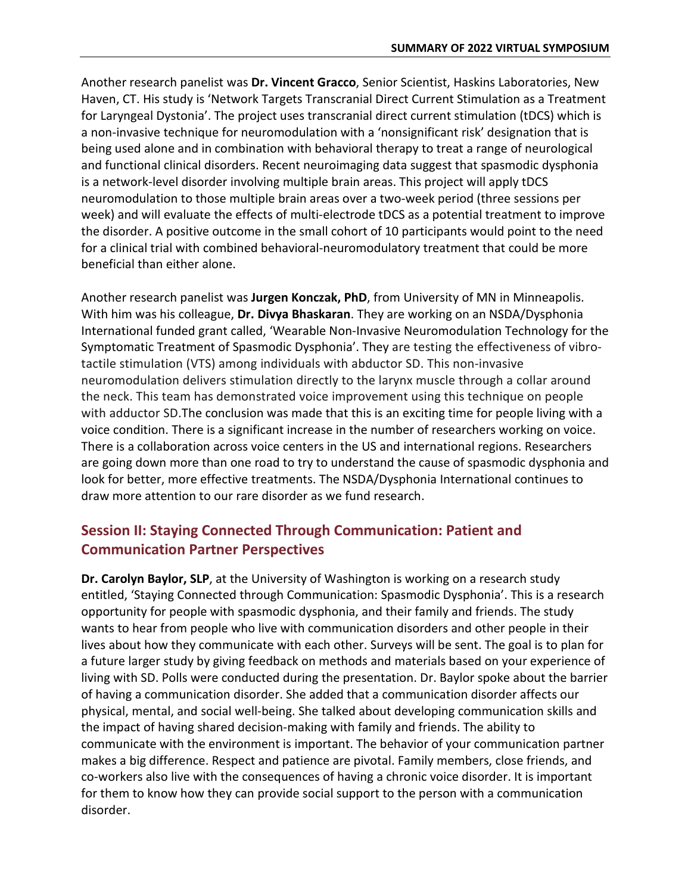Another research panelist was **Dr. Vincent Gracco**, Senior Scientist, Haskins Laboratories, New Haven, CT. His study is 'Network Targets Transcranial Direct Current Stimulation as a Treatment for Laryngeal Dystonia'. The project uses transcranial direct current stimulation (tDCS) which is a non-invasive technique for neuromodulation with a 'nonsignificant risk' designation that is being used alone and in combination with behavioral therapy to treat a range of neurological and functional clinical disorders. Recent neuroimaging data suggest that spasmodic dysphonia is a network-level disorder involving multiple brain areas. This project will apply tDCS neuromodulation to those multiple brain areas over a two-week period (three sessions per week) and will evaluate the effects of multi-electrode tDCS as a potential treatment to improve the disorder. A positive outcome in the small cohort of 10 participants would point to the need for a clinical trial with combined behavioral-neuromodulatory treatment that could be more beneficial than either alone.

Another research panelist was **Jurgen Konczak, PhD**, from University of MN in Minneapolis. With him was his colleague, **Dr. Divya Bhaskaran**. They are working on an NSDA/Dysphonia International funded grant called, 'Wearable Non-Invasive Neuromodulation Technology for the Symptomatic Treatment of Spasmodic Dysphonia'. They are testing the effectiveness of vibro-tactile stimulation (VTS) among individuals with abductor SD. This non-invasive neuromodulation delivers stimulation directly to the larynx muscle through a collar around the neck. This team has demonstrated voice improvement using this technique on people with adductor SD.The conclusion was made that this is an exciting time for people living with a voice condition. There is a significant increase in the number of researchers working on voice. There is a collaboration across voice centers in the US and international regions. Researchers are going down more than one road to try to understand the cause of spasmodic dysphonia and look for better, more effective treatments. The NSDA/Dysphonia International continues to draw more attention to our rare disorder as we fund research.

## Session II: Staying Connected Through Communication: Patient and Communication Partner Perspectives

**Dr. Carolyn Baylor, SLP**, at the University of Washington is working on a research study entitled, 'Staying Connected through Communication: Spasmodic Dysphonia'. This is a research opportunity for people with spasmodic dysphonia, and their family and friends. The study wants to hear from people who live with communication disorders and other people in their lives about how they communicate with each other. Surveys will be sent. The goal is to plan for a future larger study by giving feedback on methods and materials based on your experience of living with SD. Polls were conducted during the presentation. Dr. Baylor spoke about the barrier of having a communication disorder. She added that a communication disorder affects our physical, mental, and social well-being. She talked about developing communication skills and the impact of having shared decision-making with family and friends. The ability to communicate with the environment is important. The behavior of your communication partner makes a big difference. Respect and patience are pivotal. Family members, close friends, and co-workers also live with the consequences of having a chronic voice disorder. It is important for them to know how they can provide social support to the person with a communication disorder.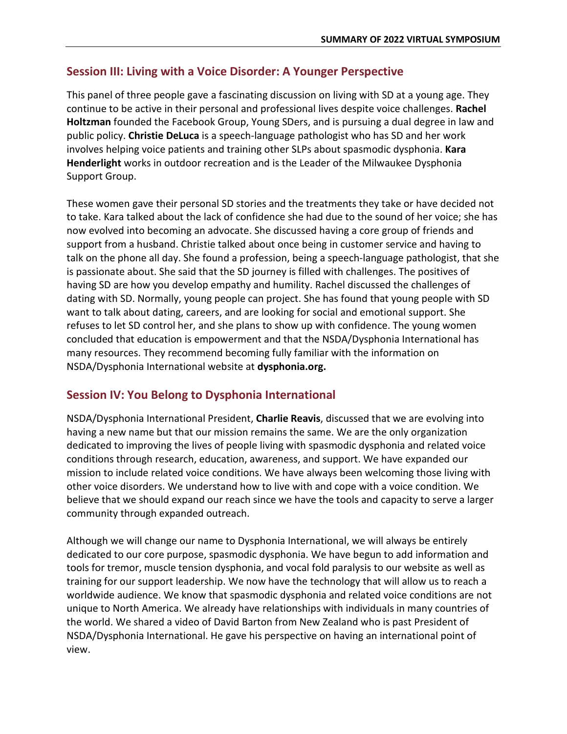## Session III: Living with a Voice Disorder: A Younger Perspective

This panel of three people gave a fascinating discussion on living with SD at a young age. They continue to be active in their personal and professional lives despite voice challenges. **Rachel Holtzman** founded the Facebook Group, Young SDers, and is pursuing a dual degree in law and public policy. **Christie DeLuca** is a speech-language pathologist who has SD and her work involves helping voice patients and training other SLPs about spasmodic dysphonia. **Kara Henderlight** works in outdoor recreation and is the Leader of the Milwaukee Dysphonia Support Group.

These women gave their personal SD stories and the treatments they take or have decided not to take. Kara talked about the lack of confidence she had due to the sound of her voice; she has now evolved into becoming an advocate. She discussed having a core group of friends and support from a husband. Christie talked about once being in customer service and having to talk on the phone all day. She found a profession, being a speech-language pathologist, that she is passionate about. She said that the SD journey is filled with challenges. The positives of having SD are how you develop empathy and humility. Rachel discussed the challenges of dating with SD. Normally, young people can project. She has found that young people with SD want to talk about dating, careers, and are looking for social and emotional support. She refuses to let SD control her, and she plans to show up with confidence. The young women concluded that education is empowerment and that the NSDA/Dysphonia International has many resources. They recommend becoming fully familiar with the information on NSDA/Dysphonia International website at **dysphonia.org.**

## Session IV: You Belong to Dysphonia International

NSDA/Dysphonia International President, **Charlie Reavis**, discussed that we are evolving into having a new name but that our mission remains the same. We are the only organization dedicated to improving the lives of people living with spasmodic dysphonia and related voice conditions through research, education, awareness, and support. We have expanded our mission to include related voice conditions. We have always been welcoming those living with other voice disorders. We understand how to live with and cope with a voice condition. We believe that we should expand our reach since we have the tools and capacity to serve a larger community through expanded outreach.

Although we will change our name to Dysphonia International, we will always be entirely dedicated to our core purpose, spasmodic dysphonia. We have begun to add information and tools for tremor, muscle tension dysphonia, and vocal fold paralysis to our website as well as training for our support leadership. We now have the technology that will allow us to reach a worldwide audience. We know that spasmodic dysphonia and related voice conditions are not unique to North America. We already have relationships with individuals in many countries of the world. We shared a video of David Barton from New Zealand who is past President of NSDA/Dysphonia International. He gave his perspective on having an international point of view.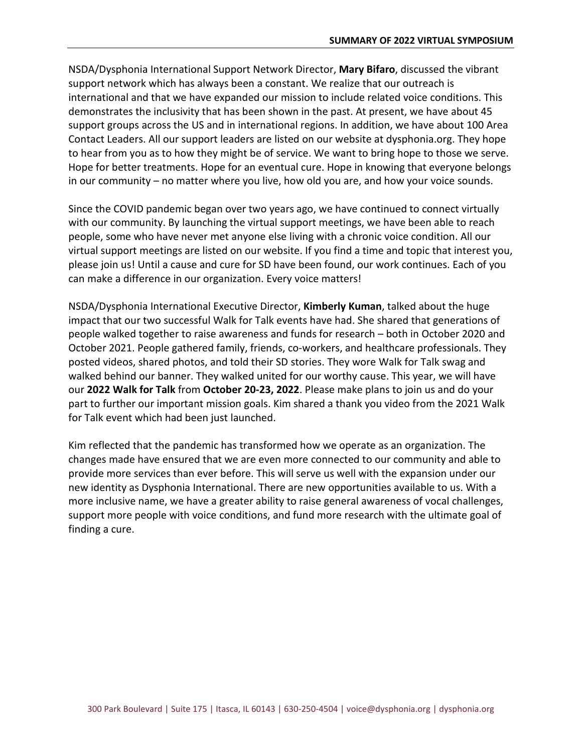NSDA/Dysphonia International Support Network Director, **Mary Bifaro**, discussed the vibrant support network which has always been a constant. We realize that our outreach is international and that we have expanded our mission to include related voice conditions. This demonstrates the inclusivity that has been shown in the past. At present, we have about 45 support groups across the US and in international regions. In addition, we have about 100 Area Contact Leaders. All our support leaders are listed on our website at dysphonia.org. They hope to hear from you as to how they might be of service. We want to bring hope to those we serve. Hope for better treatments. Hope for an eventual cure. Hope in knowing that everyone belongs in our community – no matter where you live, how old you are, and how your voice sounds.

Since the COVID pandemic began over two years ago, we have continued to connect virtually with our community. By launching the virtual support meetings, we have been able to reach people, some who have never met anyone else living with a chronic voice condition. All our virtual support meetings are listed on our website. If you find a time and topic that interest you, please join us! Until a cause and cure for SD have been found, our work continues. Each of you can make a difference in our organization. Every voice matters!

NSDA/Dysphonia International Executive Director, **Kimberly Kuman**, talked about the huge impact that our two successful Walk for Talk events have had. She shared that generations of people walked together to raise awareness and funds for research – both in October 2020 and October 2021. People gathered family, friends, co-workers, and healthcare professionals. They posted videos, shared photos, and told their SD stories. They wore Walk for Talk swag and walked behind our banner. They walked united for our worthy cause. This year, we will have our **2022 Walk for Talk** from **October 20-23, 2022**. Please make plans to join us and do your part to further our important mission goals. Kim shared a thank you video from the 2021 Walk for Talk event which had been just launched.

Kim reflected that the pandemic has transformed how we operate as an organization. The changes made have ensured that we are even more connected to our community and able to provide more services than ever before. This will serve us well with the expansion under our new identity as Dysphonia International. There are new opportunities available to us. With a more inclusive name, we have a greater ability to raise general awareness of vocal challenges, support more people with voice conditions, and fund more research with the ultimate goal of finding a cure.